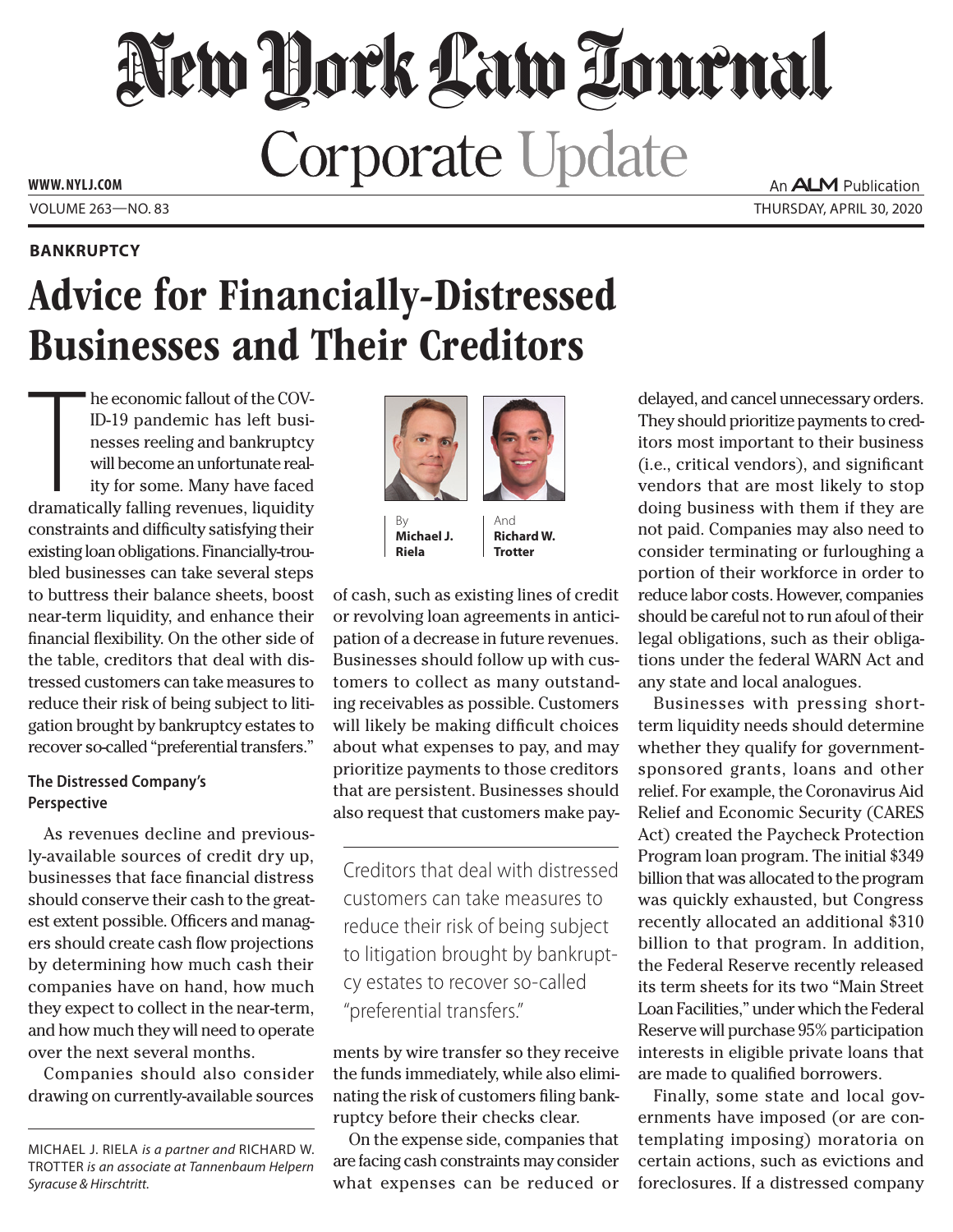# New York Law Journal

## Corporate Update

WWW.NYLJ.COM

An ALM Publication

VOLUME 263—NO. 83

THURSDAY, APRIL 30, 2020

**BANKRUPTCY**

# Advice for Financially-Distressed Businesses and Their Creditors

By **Michael J. Riela**

And **Richard W. Trotter**

The economic fallout of the COVID-19 pandemic has left businesses reeling and bankruptcy will become an unfortunate reality for some. Many have faced dramatically falling revenues, liquidity constraints and difficulty satisfying their existing loan obligations. Financially-troubled businesses can take several steps to buttress their balance sheets, boost near-term liquidity, and enhance their financial flexibility. On the other side of the table, creditors that deal with distressed customers can take measures to reduce their risk of being subject to litigation brought by bankruptcy estates to recover so-called "preferential transfers."

### The Distressed Company's Perspective

As revenues decline and previously-available sources of credit dry up, businesses that face financial distress should conserve their cash to the greatest extent possible. Officers and managers should create cash flow projections by determining how much cash their companies have on hand, how much they expect to collect in the near-term, and how much they will need to operate over the next several months.

Companies should also consider drawing on currently-available sources of cash, such as existing lines of credit or revolving loan agreements in anticipation of a decrease in future revenues. Businesses should follow up with customers to collect as many outstanding receivables as possible. Customers will likely be making difficult choices about what expenses to pay, and may prioritize payments to those creditors that are persistent. Businesses should also request that customers make payments by wire transfer so they receive the funds immediately, while also eliminating the risk of customers filing bankruptcy before their checks clear.

> Creditors that deal with distressed customers can take measures to reduce their risk of being subject to litigation brought by bankruptcy estates to recover so-called "preferential transfers."

On the expense side, companies that are facing cash constraints may consider what expenses can be reduced or delayed, and cancel unnecessary orders. They should prioritize payments to creditors most important to their business (i.e., critical vendors), and significant vendors that are most likely to stop doing business with them if they are not paid. Companies may also need to consider terminating or furloughing a portion of their workforce in order to reduce labor costs. However, companies should be careful not to run afoul of their legal obligations, such as their obligations under the federal WARN Act and any state and local analogues.

Businesses with pressing short-term liquidity needs should determine whether they qualify for government-sponsored grants, loans and other relief. For example, the Coronavirus Aid Relief and Economic Security (CARES Act) created the Paycheck Protection Program loan program. The initial $349 billion that was allocated to the program was quickly exhausted, but Congress recently allocated an additional $310 billion to that program. In addition, the Federal Reserve recently released its term sheets for its two "Main Street Loan Facilities," under which the Federal Reserve will purchase 95% participation interests in eligible private loans that are made to qualified borrowers.

Finally, some state and local governments have imposed (or are contemplating imposing) moratoria on certain actions, such as evictions and foreclosures. If a distressed company

---

MICHAEL J. RIELA *is a partner and* RICHARD W. TROTTER *is an associate at Tannenbaum Helpern Syracuse & Hirschtritt.*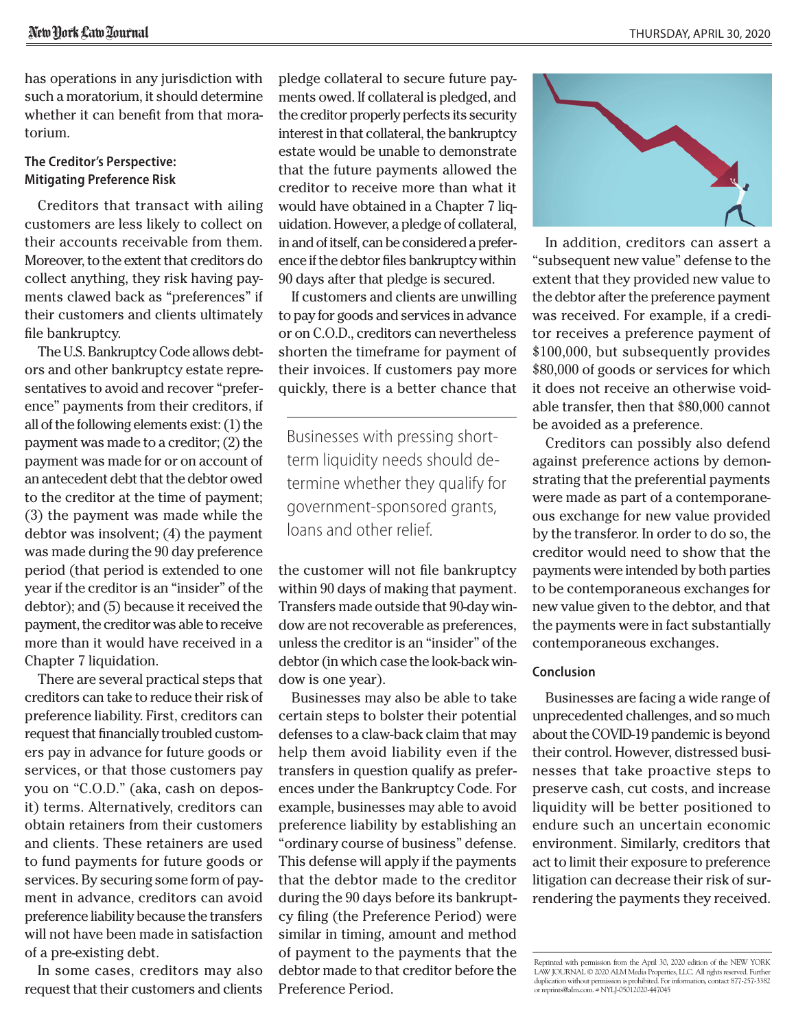has operations in any jurisdiction with such a moratorium, it should determine whether it can benefit from that moratorium.

### The Creditor's Perspective: Mitigating Preference Risk

Creditors that transact with ailing customers are less likely to collect on their accounts receivable from them. Moreover, to the extent that creditors do collect anything, they risk having payments clawed back as "preferences" if their customers and clients ultimately file bankruptcy.

The U.S. Bankruptcy Code allows debtors and other bankruptcy estate representatives to avoid and recover "preference" payments from their creditors, if all of the following elements exist: (1) the payment was made to a creditor; (2) the payment was made for or on account of an antecedent debt that the debtor owed to the creditor at the time of payment; (3) the payment was made while the debtor was insolvent; (4) the payment was made during the 90 day preference period (that period is extended to one year if the creditor is an "insider" of the debtor); and (5) because it received the payment, the creditor was able to receive more than it would have received in a Chapter 7 liquidation.

There are several practical steps that creditors can take to reduce their risk of preference liability. First, creditors can request that financially troubled customers pay in advance for future goods or services, or that those customers pay you on "C.O.D." (aka, cash on deposit) terms. Alternatively, creditors can obtain retainers from their customers and clients. These retainers are used to fund payments for future goods or services. By securing some form of payment in advance, creditors can avoid preference liability because the transfers will not have been made in satisfaction of a pre-existing debt.

In some cases, creditors may also request that their customers and clients pledge collateral to secure future payments owed. If collateral is pledged, and the creditor properly perfects its security interest in that collateral, the bankruptcy estate would be unable to demonstrate that the future payments allowed the creditor to receive more than what it would have obtained in a Chapter 7 liquidation. However, a pledge of collateral, in and of itself, can be considered a preference if the debtor files bankruptcy within 90 days after that pledge is secured.

If customers and clients are unwilling to pay for goods and services in advance or on C.O.D., creditors can nevertheless shorten the timeframe for payment of their invoices. If customers pay more quickly, there is a better chance that the customer will not file bankruptcy within 90 days of making that payment. Transfers made outside that 90-day window are not recoverable as preferences, unless the creditor is an "insider" of the debtor (in which case the look-back window is one year).

> Businesses with pressing short-term liquidity needs should determine whether they qualify for government-sponsored grants, loans and other relief.

Businesses may also be able to take certain steps to bolster their potential defenses to a claw-back claim that may help them avoid liability even if the transfers in question qualify as preferences under the Bankruptcy Code. For example, businesses may able to avoid preference liability by establishing an "ordinary course of business" defense. This defense will apply if the payments that the debtor made to the creditor during the 90 days before its bankruptcy filing (the Preference Period) were similar in timing, amount and method of payment to the payments that the debtor made to that creditor before the Preference Period.

In addition, creditors can assert a "subsequent new value" defense to the extent that they provided new value to the debtor after the preference payment was received. For example, if a creditor receives a preference payment of $100,000, but subsequently provides $80,000 of goods or services for which it does not receive an otherwise voidable transfer, then that $80,000 cannot be avoided as a preference.

Creditors can possibly also defend against preference actions by demonstrating that the preferential payments were made as part of a contemporaneous exchange for new value provided by the transferor. In order to do so, the creditor would need to show that the payments were intended by both parties to be contemporaneous exchanges for new value given to the debtor, and that the payments were in fact substantially contemporaneous exchanges.

### Conclusion

Businesses are facing a wide range of unprecedented challenges, and so much about the COVID-19 pandemic is beyond their control. However, distressed businesses that take proactive steps to preserve cash, cut costs, and increase liquidity will be better positioned to endure such an uncertain economic environment. Similarly, creditors that act to limit their exposure to preference litigation can decrease their risk of surrendering the payments they received.

Reprinted with permission from the April 30, 2020 edition of the NEW YORK LAW JOURNAL © 2020 ALM Media Properties, LLC. All rights reserved. Further duplication without permission is prohibited. For information, contact 877-257-3382 or reprints@alm.com. # NYLJ-05012020-447045